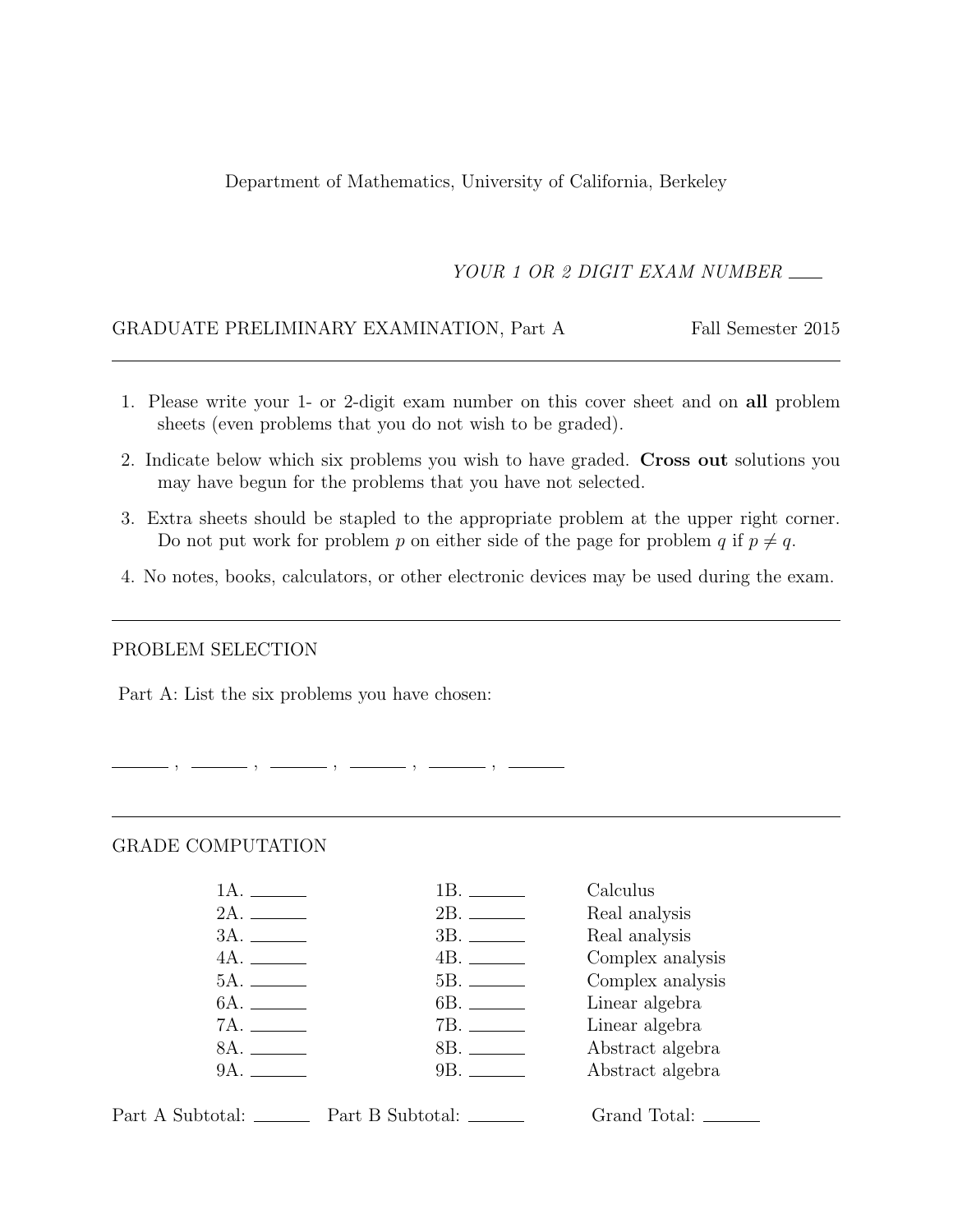Department of Mathematics, University of California, Berkeley

*YOUR 1 OR 2 DIGIT EXAM NUMBER* \_\_\_\_

GRADUATE PRELIMINARY EXAMINATION, Part A — Fall Semester 2015

---

1. Please write your 1- or 2-digit exam number on this cover sheet and on **all** problem sheets (even problems that you do not wish to be graded).
2. Indicate below which six problems you wish to have graded. **Cross out** solutions you may have begun for the problems that you have not selected.
3. Extra sheets should be stapled to the appropriate problem at the upper right corner. Do not put work for problem $p$ on either side of the page for problem $q$ if $p \neq q$.
4. No notes, books, calculators, or other electronic devices may be used during the exam.

---

PROBLEM SELECTION

Part A: List the six problems you have chosen:

\_\_\_\_\_\_ , \_\_\_\_\_\_ , \_\_\_\_\_\_ , \_\_\_\_\_\_ , \_\_\_\_\_\_ , \_\_\_\_\_\_

---

GRADE COMPUTATION

| | | |
|---|---|---|
| 1A. \_\_\_\_\_\_ | 1B. \_\_\_\_\_\_ | Calculus |
| 2A. \_\_\_\_\_\_ | 2B. \_\_\_\_\_\_ | Real analysis |
| 3A. \_\_\_\_\_\_ | 3B. \_\_\_\_\_\_ | Real analysis |
| 4A. \_\_\_\_\_\_ | 4B. \_\_\_\_\_\_ | Complex analysis |
| 5A. \_\_\_\_\_\_ | 5B. \_\_\_\_\_\_ | Complex analysis |
| 6A. \_\_\_\_\_\_ | 6B. \_\_\_\_\_\_ | Linear algebra |
| 7A. \_\_\_\_\_\_ | 7B. \_\_\_\_\_\_ | Linear algebra |
| 8A. \_\_\_\_\_\_ | 8B. \_\_\_\_\_\_ | Abstract algebra |
| 9A. \_\_\_\_\_\_ | 9B. \_\_\_\_\_\_ | Abstract algebra |

Part A Subtotal: \_\_\_\_\_\_ Part B Subtotal: \_\_\_\_\_\_ Grand Total: \_\_\_\_\_\_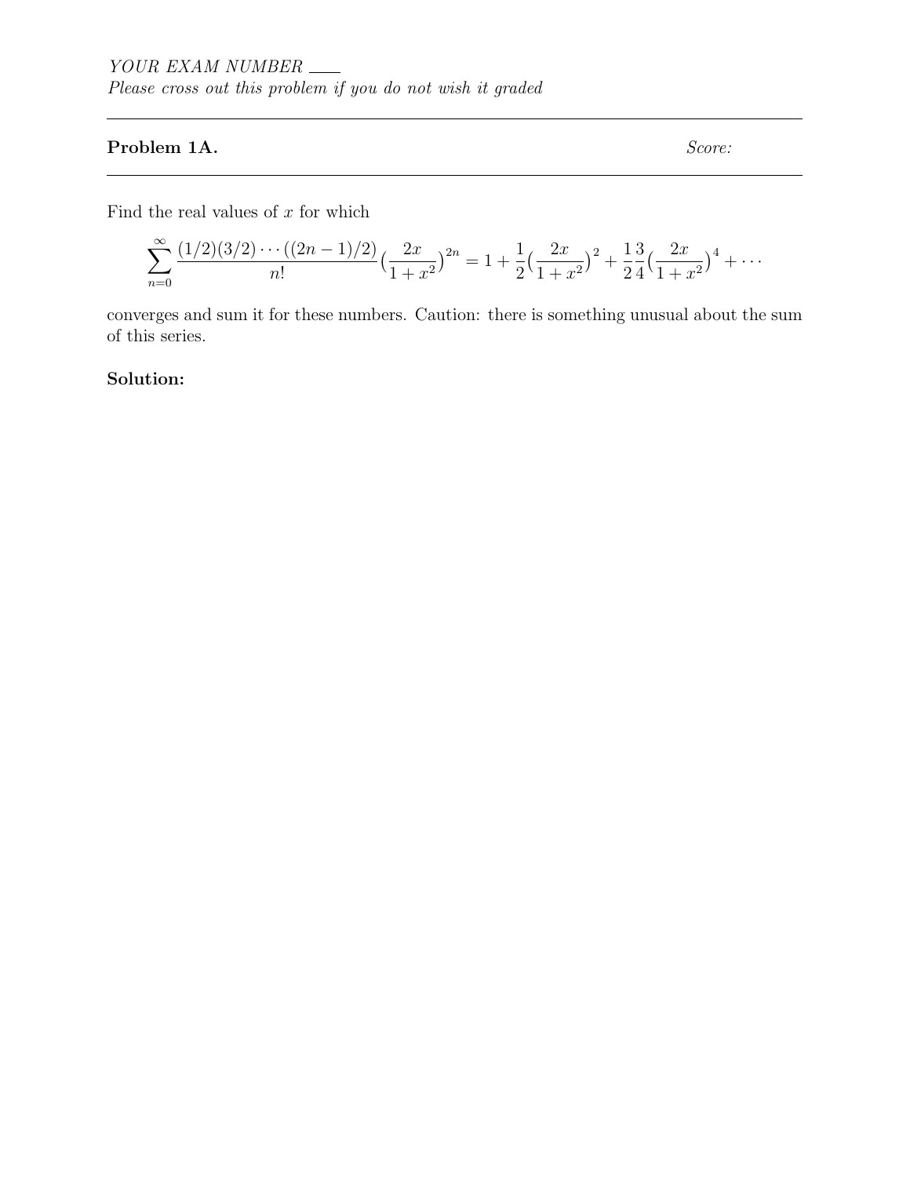*YOUR EXAM NUMBER \_\_\_\_*
*Please cross out this problem if you do not wish it graded*

---

**Problem 1A.** *Score:*

---

Find the real values of $x$ for which

$$\sum_{n=0}^{\infty} \frac{(1/2)(3/2)\cdots((2n-1)/2)}{n!}\Big(\frac{2x}{1+x^2}\Big)^{2n} = 1 + \frac{1}{2}\Big(\frac{2x}{1+x^2}\Big)^2 + \frac{1}{2}\frac{3}{4}\Big(\frac{2x}{1+x^2}\Big)^4 + \cdots$$

converges and sum it for these numbers. Caution: there is something unusual about the sum of this series.

**Solution:**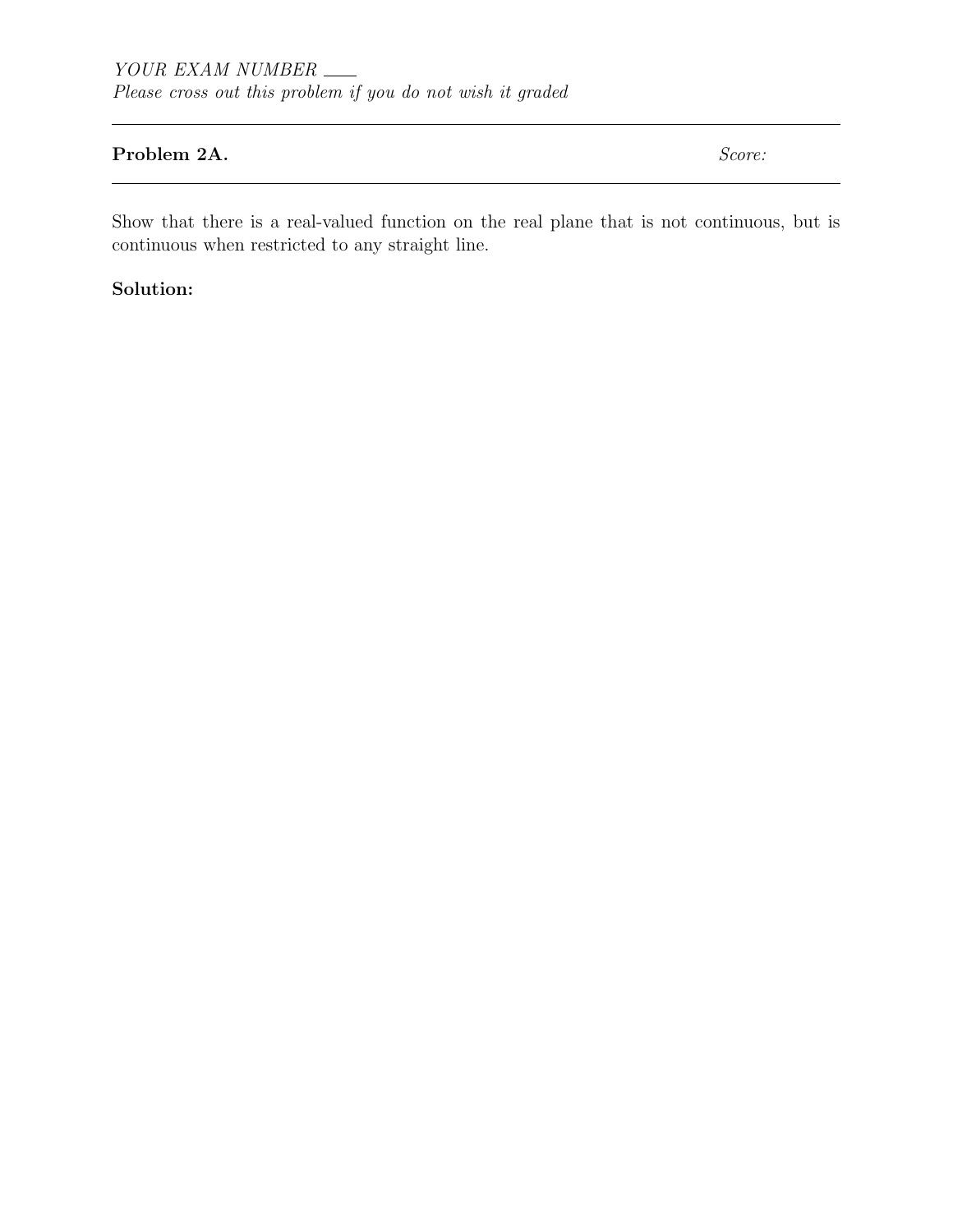*YOUR EXAM NUMBER* ___

*Please cross out this problem if you do not wish it graded*

---

**Problem 2A.** *Score:*

---

Show that there is a real-valued function on the real plane that is not continuous, but is continuous when restricted to any straight line.

**Solution:**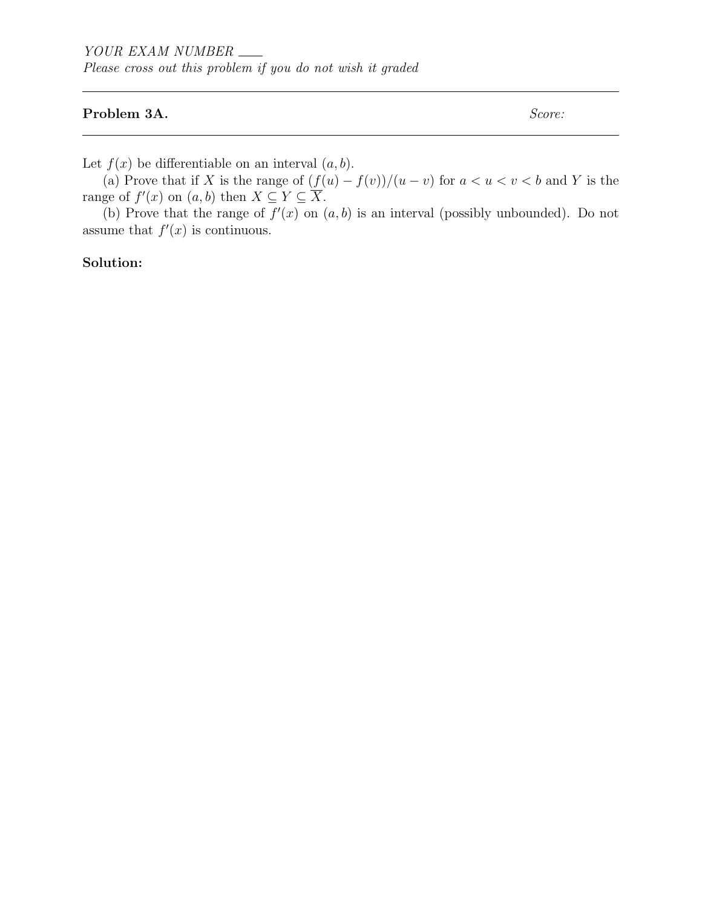*YOUR EXAM NUMBER* \_\_\_\_

*Please cross out this problem if you do not wish it graded*

---

**Problem 3A.** *Score:*

---

Let $f(x)$ be differentiable on an interval $(a, b)$.

(a) Prove that if $X$ is the range of $(f(u) - f(v))/(u - v)$ for $a < u < v < b$ and $Y$ is the range of $f'(x)$ on $(a, b)$ then $X \subseteq Y \subseteq \overline{X}$.

(b) Prove that the range of $f'(x)$ on $(a, b)$ is an interval (possibly unbounded). Do not assume that $f'(x)$ is continuous.

**Solution:**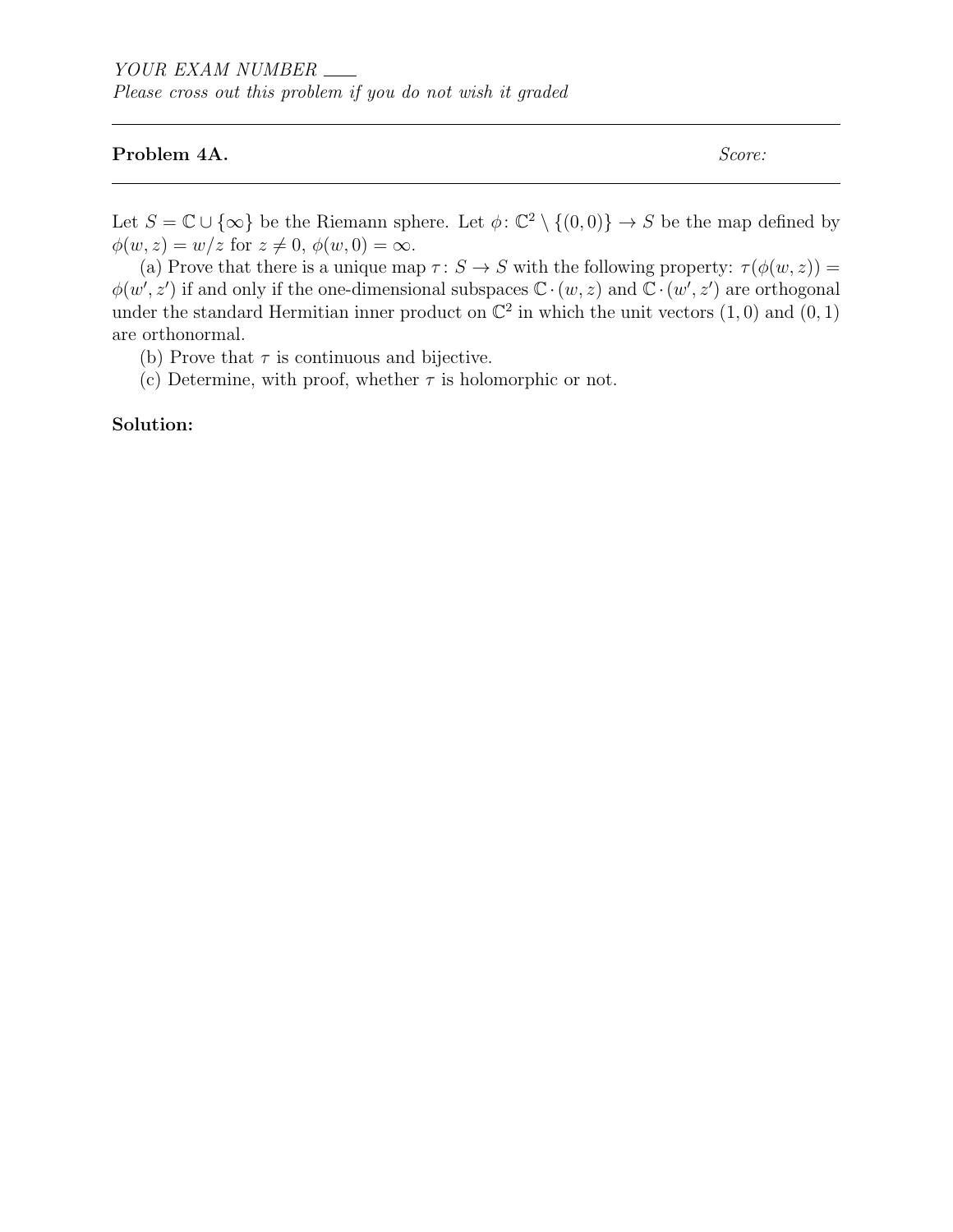*YOUR EXAM NUMBER* ___

*Please cross out this problem if you do not wish it graded*

---

**Problem 4A.** *Score:*

---

Let $S = \mathbb{C} \cup \{\infty\}$ be the Riemann sphere. Let $\phi \colon \mathbb{C}^2 \setminus \{(0,0)\} \to S$ be the map defined by $\phi(w, z) = w/z$ for $z \neq 0$, $\phi(w, 0) = \infty$.

(a) Prove that there is a unique map $\tau \colon S \to S$ with the following property: $\tau(\phi(w, z)) = \phi(w', z')$ if and only if the one-dimensional subspaces $\mathbb{C} \cdot (w, z)$ and $\mathbb{C} \cdot (w', z')$ are orthogonal under the standard Hermitian inner product on $\mathbb{C}^2$ in which the unit vectors $(1, 0)$ and $(0, 1)$ are orthonormal.

(b) Prove that $\tau$ is continuous and bijective.

(c) Determine, with proof, whether $\tau$ is holomorphic or not.

**Solution:**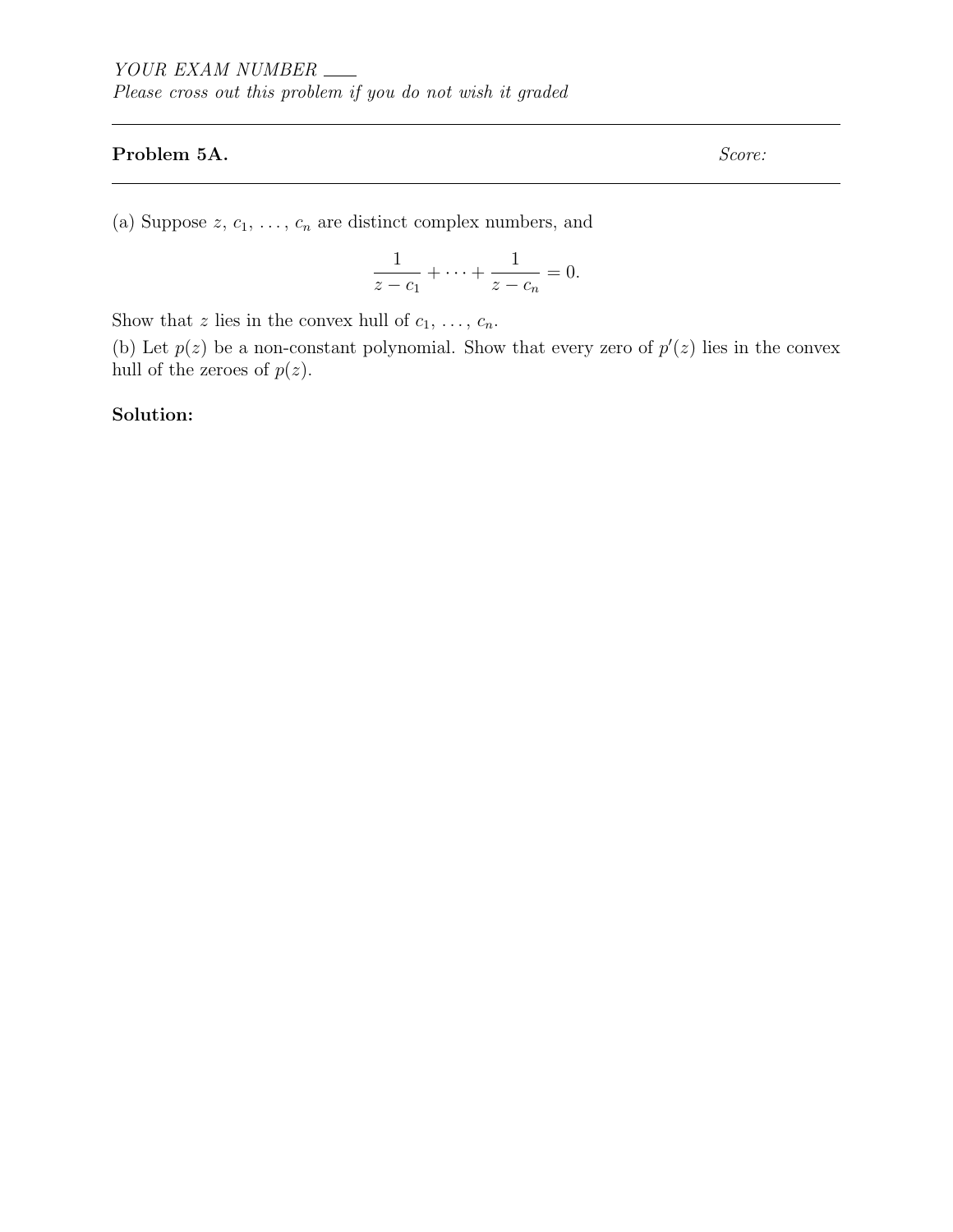*YOUR EXAM NUMBER* \_\_\_\_

*Please cross out this problem if you do not wish it graded*

---

**Problem 5A.** *Score:*

---

(a) Suppose $z$, $c_1$, $\ldots$, $c_n$ are distinct complex numbers, and

$$\frac{1}{z - c_1} + \cdots + \frac{1}{z - c_n} = 0.$$

Show that $z$ lies in the convex hull of $c_1$, $\ldots$, $c_n$.

(b) Let $p(z)$ be a non-constant polynomial. Show that every zero of $p'(z)$ lies in the convex hull of the zeroes of $p(z)$.

**Solution:**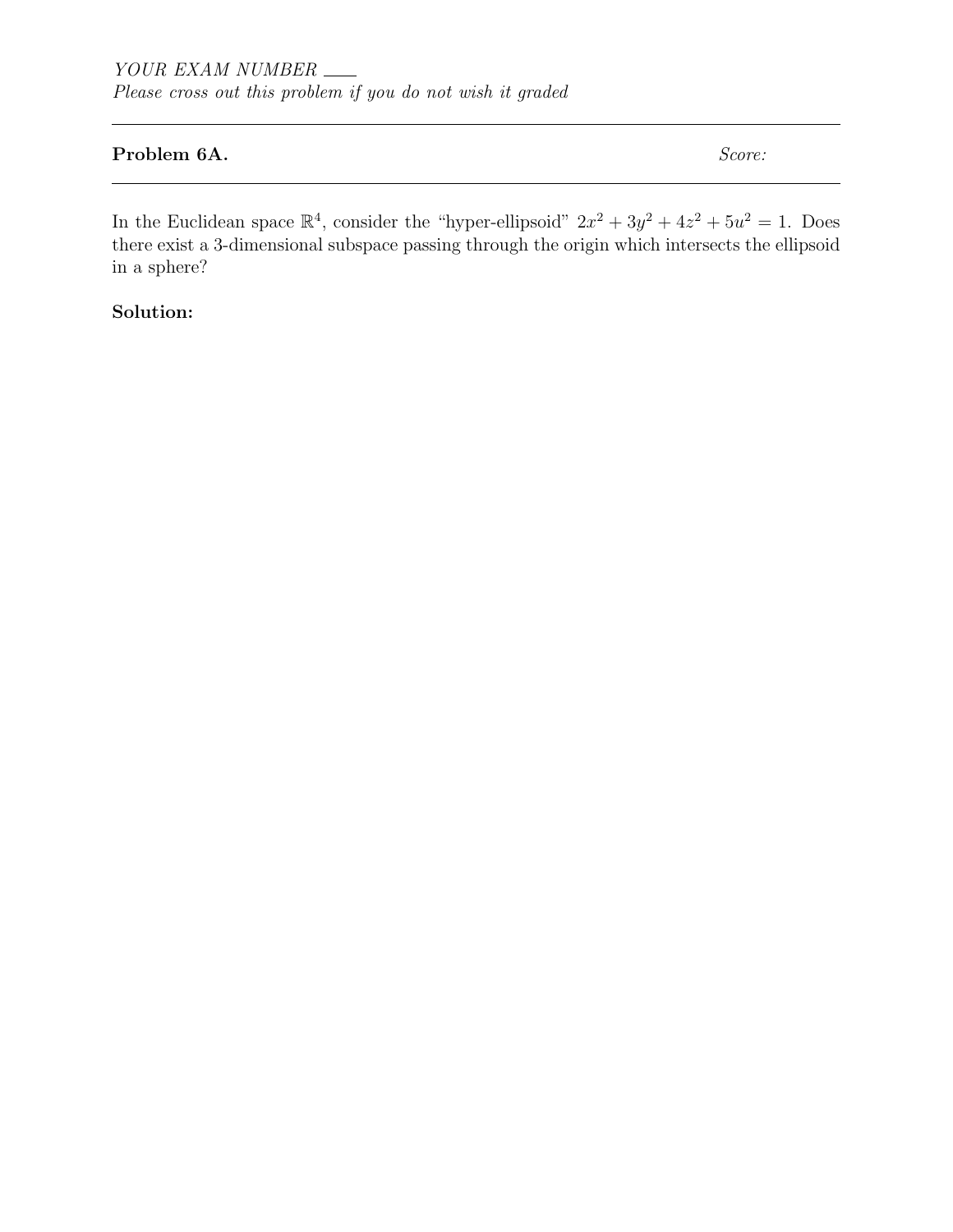*YOUR EXAM NUMBER* ____
*Please cross out this problem if you do not wish it graded*

---

**Problem 6A.** *Score:*

---

In the Euclidean space $\mathbb{R}^4$, consider the "hyper-ellipsoid" $2x^2 + 3y^2 + 4z^2 + 5u^2 = 1$. Does there exist a 3-dimensional subspace passing through the origin which intersects the ellipsoid in a sphere?

**Solution:**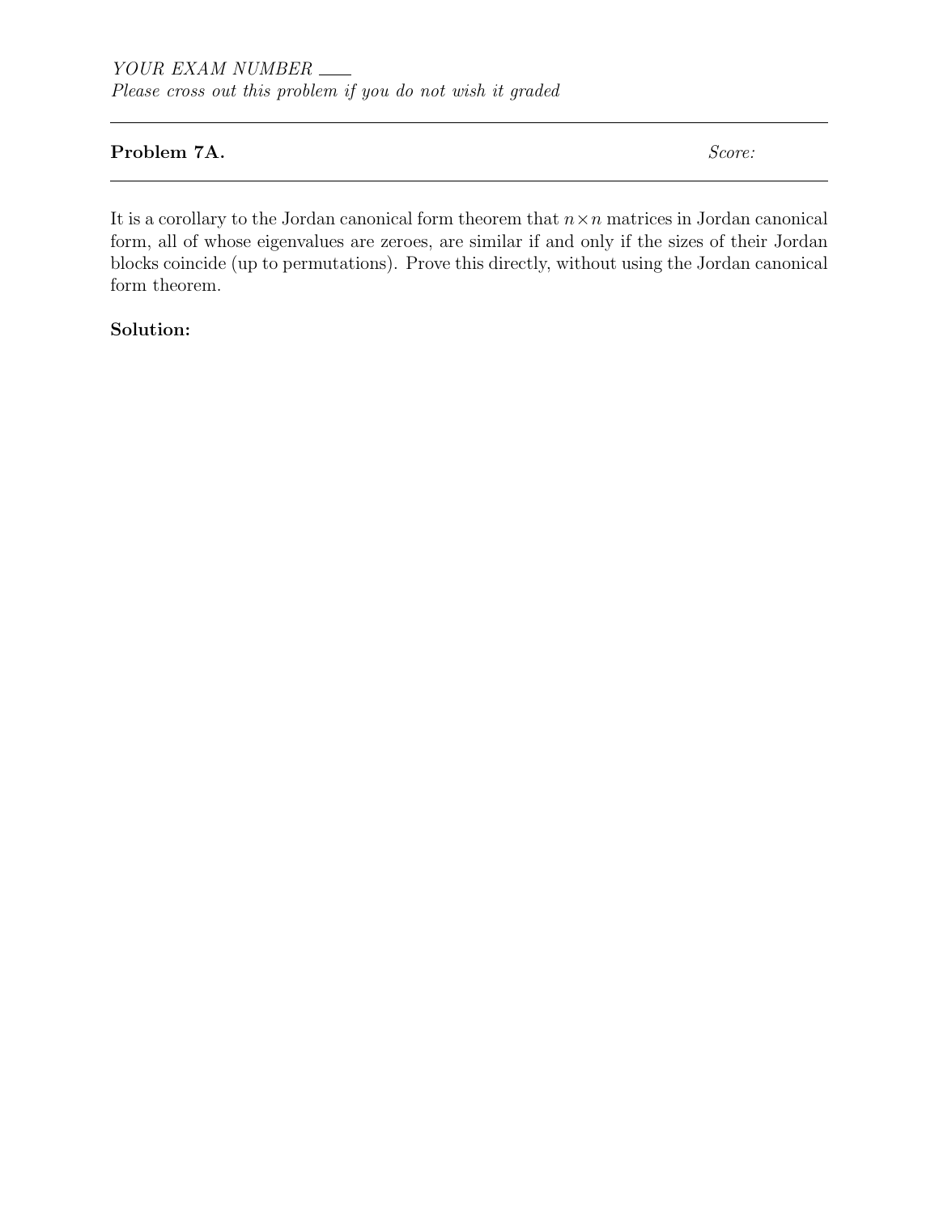*YOUR EXAM NUMBER* ___
*Please cross out this problem if you do not wish it graded*

---

**Problem 7A.** *Score:*

---

It is a corollary to the Jordan canonical form theorem that $n \times n$ matrices in Jordan canonical form, all of whose eigenvalues are zeroes, are similar if and only if the sizes of their Jordan blocks coincide (up to permutations). Prove this directly, without using the Jordan canonical form theorem.

**Solution:**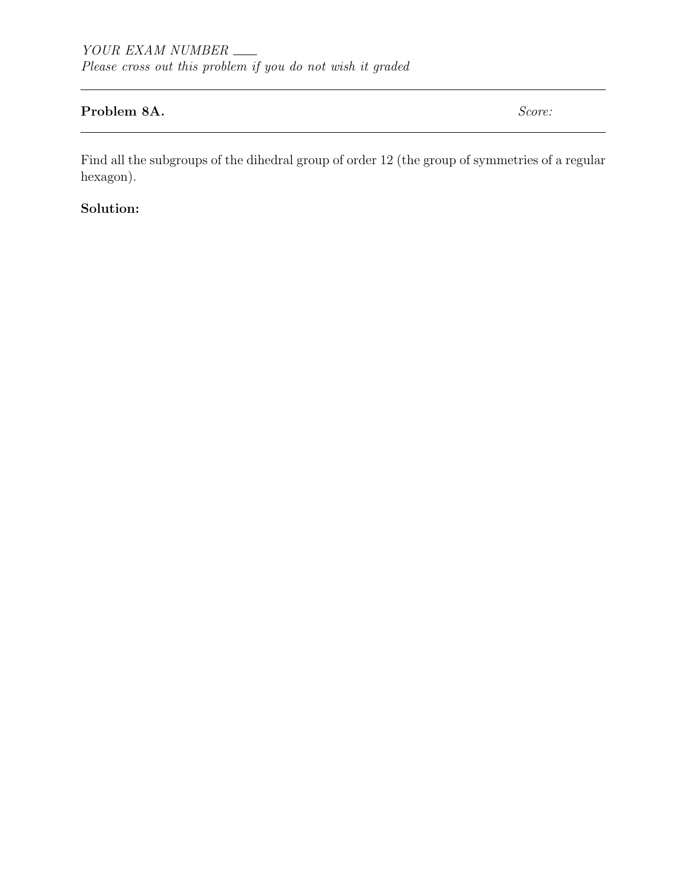*YOUR EXAM NUMBER* \_\_\_\_
*Please cross out this problem if you do not wish it graded*

---

**Problem 8A.** *Score:*

---

Find all the subgroups of the dihedral group of order 12 (the group of symmetries of a regular hexagon).

**Solution:**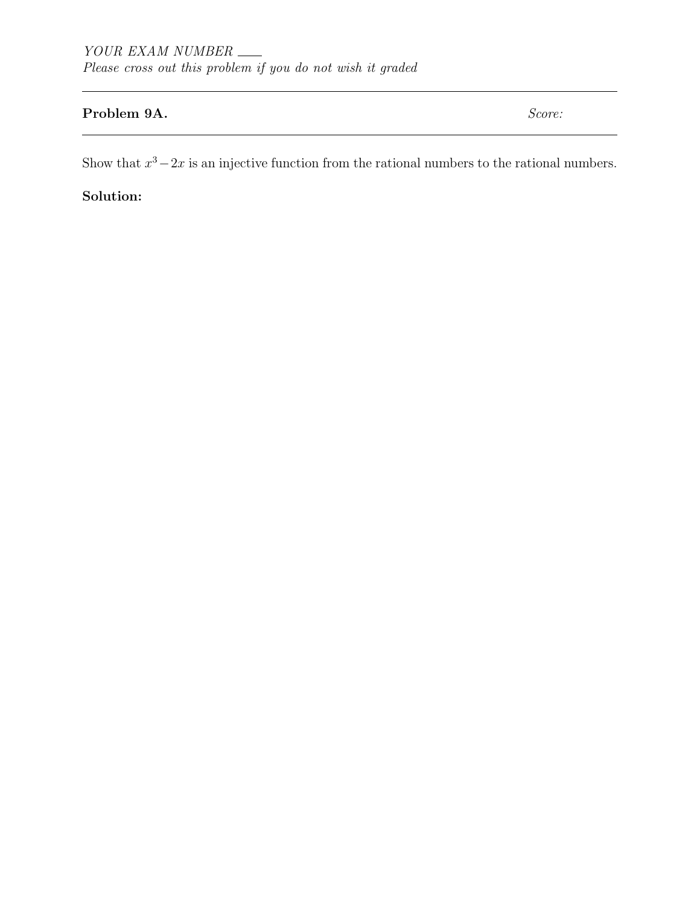*YOUR EXAM NUMBER* ___
*Please cross out this problem if you do not wish it graded*

---

**Problem 9A.** *Score:*

---

Show that $x^3 - 2x$ is an injective function from the rational numbers to the rational numbers.

**Solution:**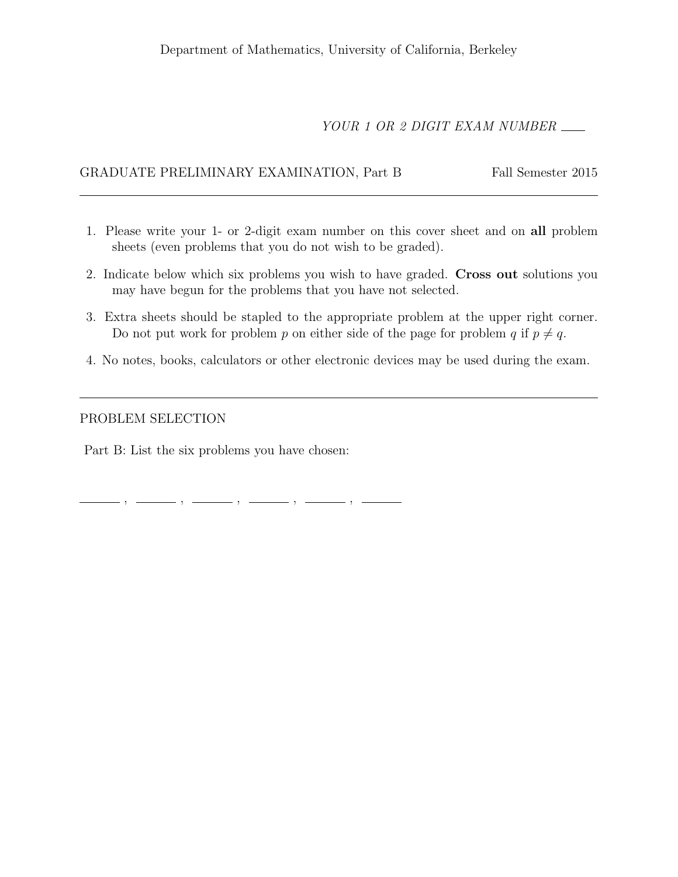Department of Mathematics, University of California, Berkeley

*YOUR 1 OR 2 DIGIT EXAM NUMBER* ____

GRADUATE PRELIMINARY EXAMINATION, Part B Fall Semester 2015

---

1. Please write your 1- or 2-digit exam number on this cover sheet and on **all** problem sheets (even problems that you do not wish to be graded).
2. Indicate below which six problems you wish to have graded. **Cross out** solutions you may have begun for the problems that you have not selected.
3. Extra sheets should be stapled to the appropriate problem at the upper right corner. Do not put work for problem $p$ on either side of the page for problem $q$ if $p \neq q$.
4. No notes, books, calculators or other electronic devices may be used during the exam.

---

PROBLEM SELECTION

Part B: List the six problems you have chosen:

______ , ______ , ______ , ______ , ______ , ______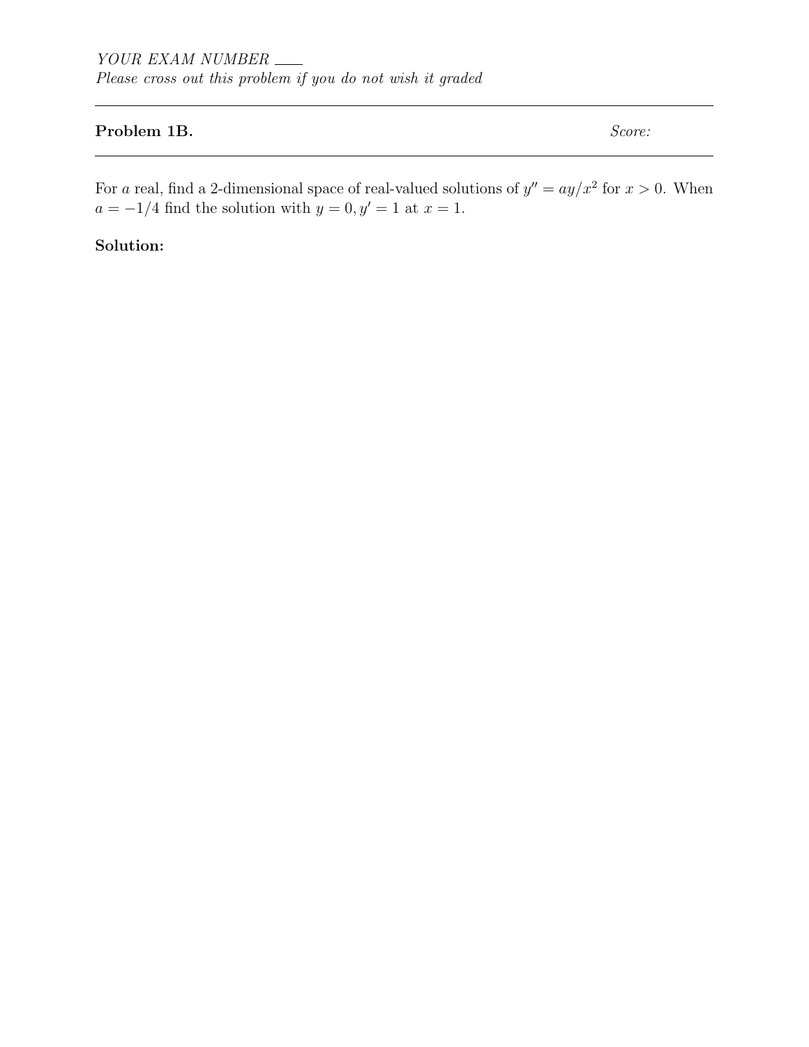*YOUR EXAM NUMBER* ___
*Please cross out this problem if you do not wish it graded*

---

**Problem 1B.** *Score:*

---

For $a$ real, find a 2-dimensional space of real-valued solutions of $y'' = ay/x^2$ for $x > 0$. When $a = -1/4$ find the solution with $y = 0, y' = 1$ at $x = 1$.

**Solution:**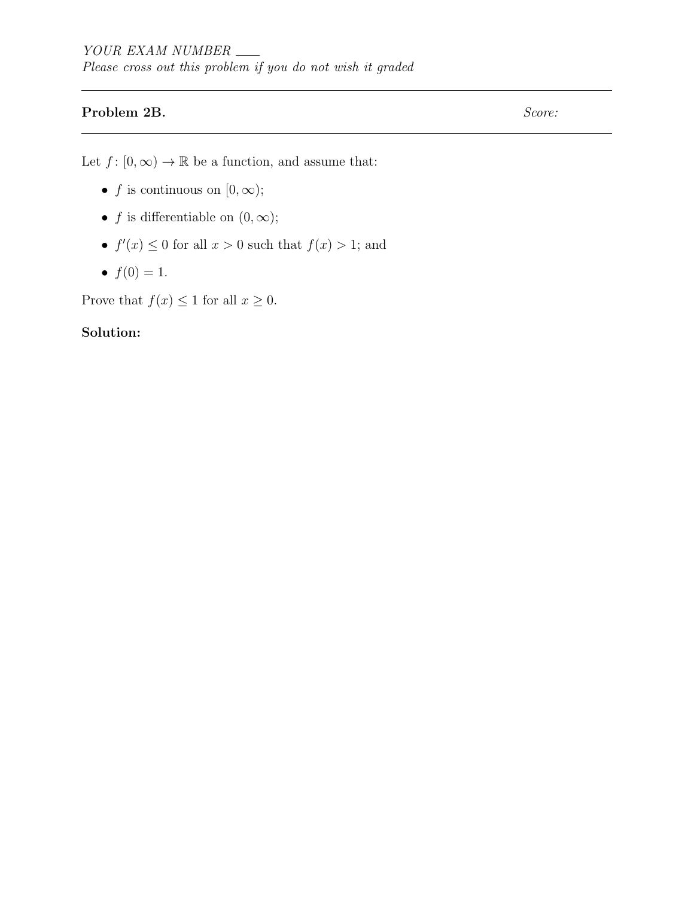*YOUR EXAM NUMBER* ___

*Please cross out this problem if you do not wish it graded*

---

**Problem 2B.** *Score:*

---

Let $f\colon [0,\infty) \to \mathbb{R}$ be a function, and assume that:

- $f$ is continuous on $[0,\infty)$;
- $f$ is differentiable on $(0,\infty)$;
- $f'(x) \leq 0$ for all $x > 0$ such that $f(x) > 1$; and
- $f(0) = 1$.

Prove that $f(x) \leq 1$ for all $x \geq 0$.

**Solution:**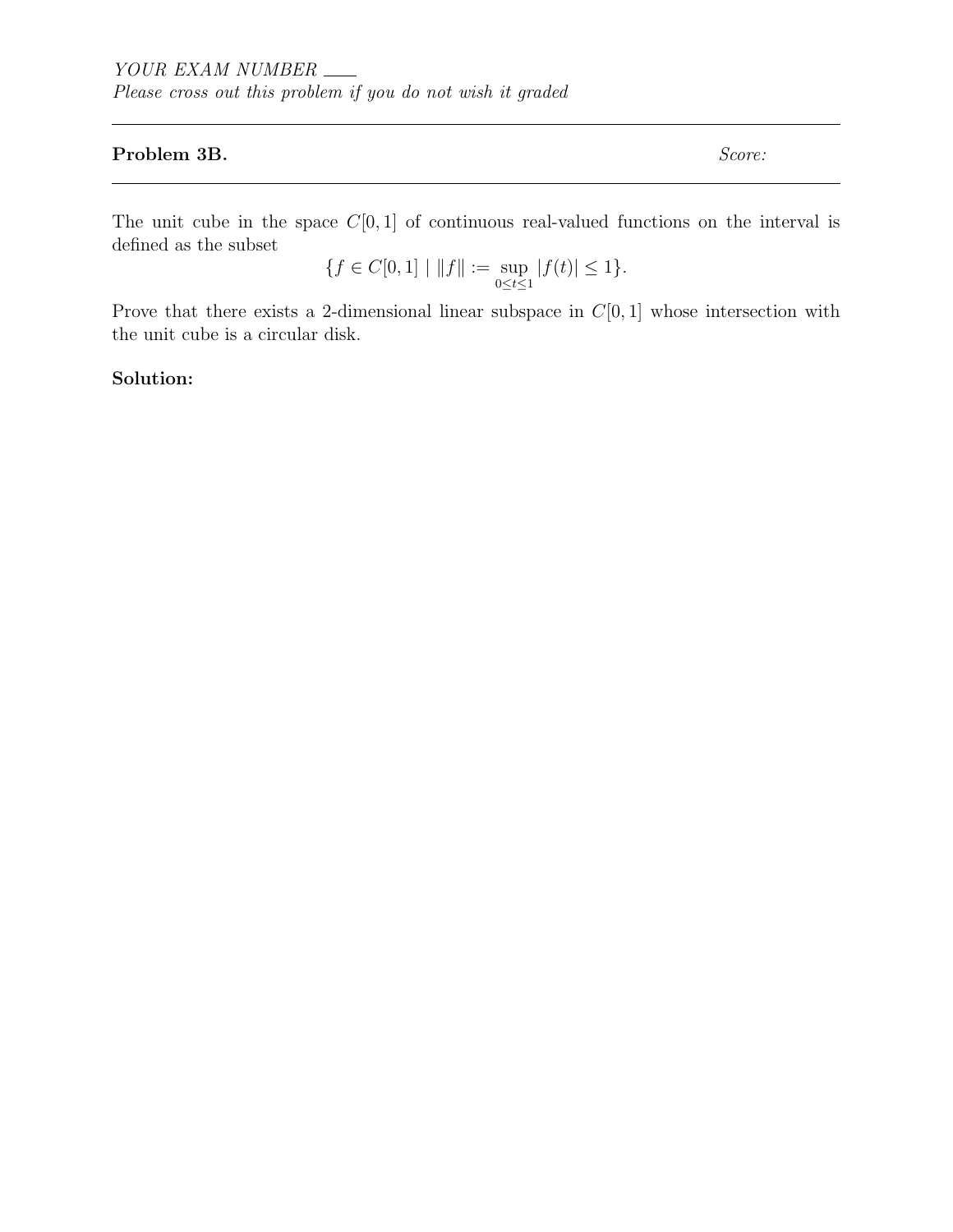*YOUR EXAM NUMBER* ___
*Please cross out this problem if you do not wish it graded*

---

**Problem 3B.** *Score:*

---

The unit cube in the space $C[0,1]$ of continuous real-valued functions on the interval is defined as the subset

$$\{f \in C[0,1] \mid \|f\| := \sup_{0 \le t \le 1} |f(t)| \le 1\}.$$

Prove that there exists a 2-dimensional linear subspace in $C[0,1]$ whose intersection with the unit cube is a circular disk.

**Solution:**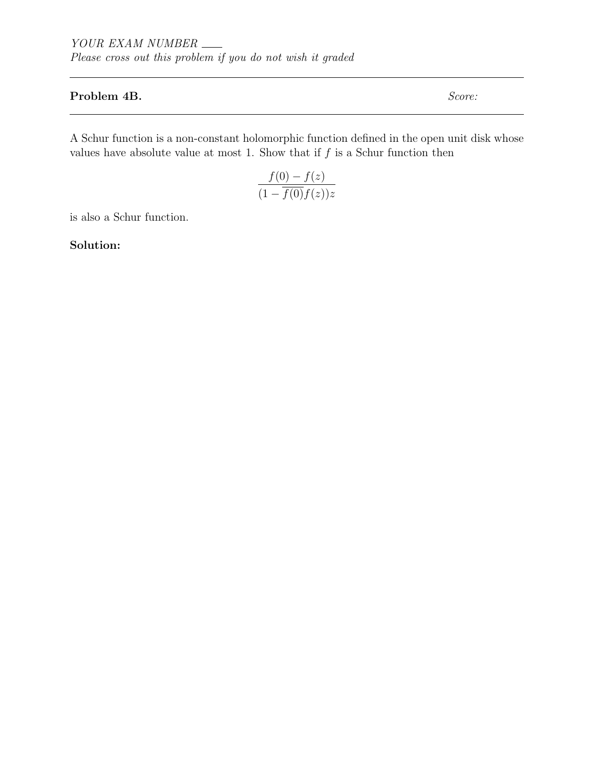*YOUR EXAM NUMBER* ___

*Please cross out this problem if you do not wish it graded*

---

**Problem 4B.** *Score:*

---

A Schur function is a non-constant holomorphic function defined in the open unit disk whose values have absolute value at most 1. Show that if $f$ is a Schur function then

$$\frac{f(0) - f(z)}{(1 - \overline{f(0)}f(z))z}$$

is also a Schur function.

**Solution:**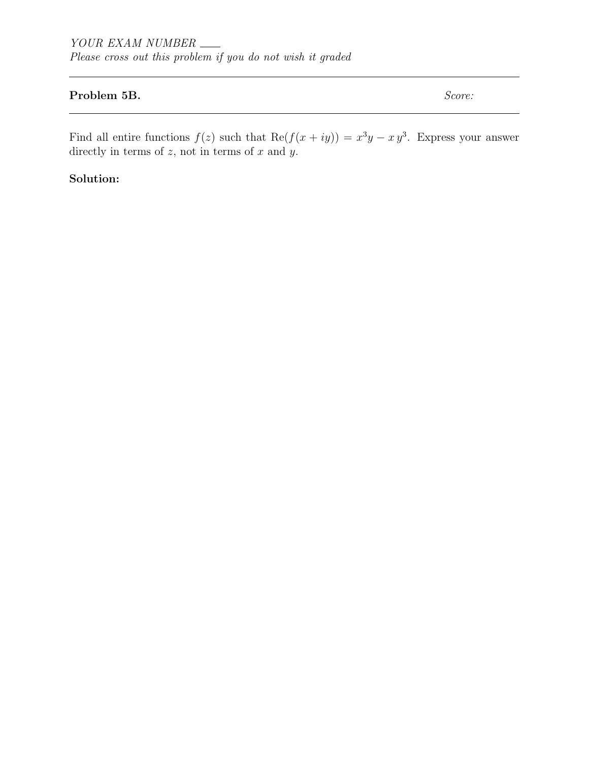*YOUR EXAM NUMBER* ___

*Please cross out this problem if you do not wish it graded*

---

**Problem 5B.** *Score:*

---

Find all entire functions $f(z)$ such that $\text{Re}(f(x+iy)) = x^3y - x\,y^3$. Express your answer directly in terms of $z$, not in terms of $x$ and $y$.

**Solution:**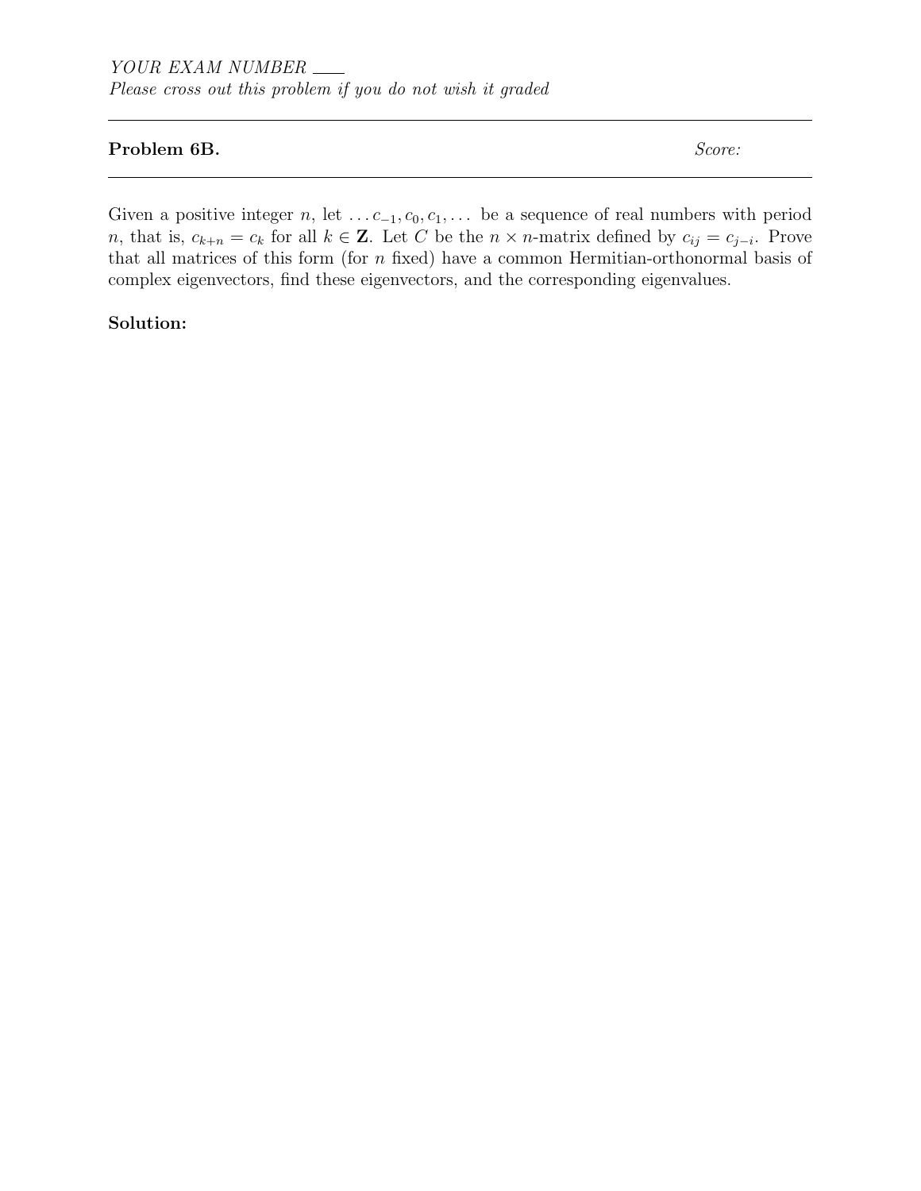*YOUR EXAM NUMBER* ___

*Please cross out this problem if you do not wish it graded*

---

**Problem 6B.** *Score:*

---

Given a positive integer $n$, let $\ldots c_{-1}, c_0, c_1, \ldots$ be a sequence of real numbers with period $n$, that is, $c_{k+n} = c_k$ for all $k \in \mathbf{Z}$. Let $C$ be the $n \times n$-matrix defined by $c_{ij} = c_{j-i}$. Prove that all matrices of this form (for $n$ fixed) have a common Hermitian-orthonormal basis of complex eigenvectors, find these eigenvectors, and the corresponding eigenvalues.

**Solution:**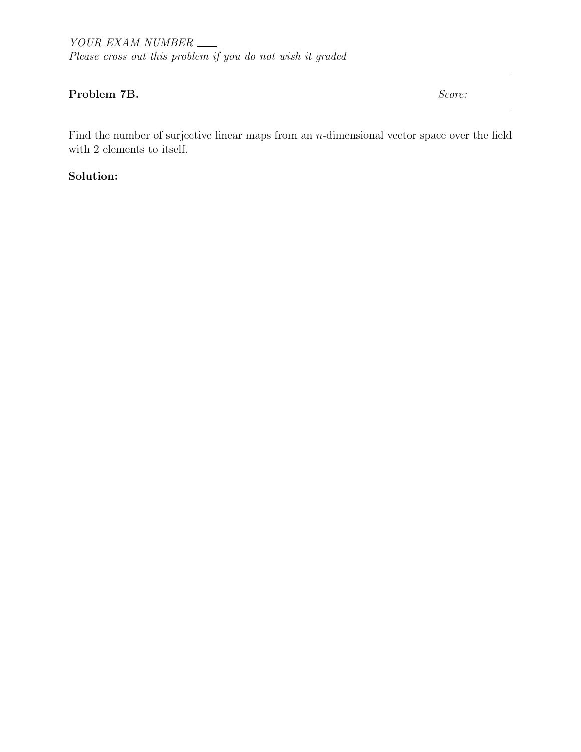*YOUR EXAM NUMBER* ___

*Please cross out this problem if you do not wish it graded*

---

**Problem 7B.** *Score:*

---

Find the number of surjective linear maps from an $n$-dimensional vector space over the field with 2 elements to itself.

**Solution:**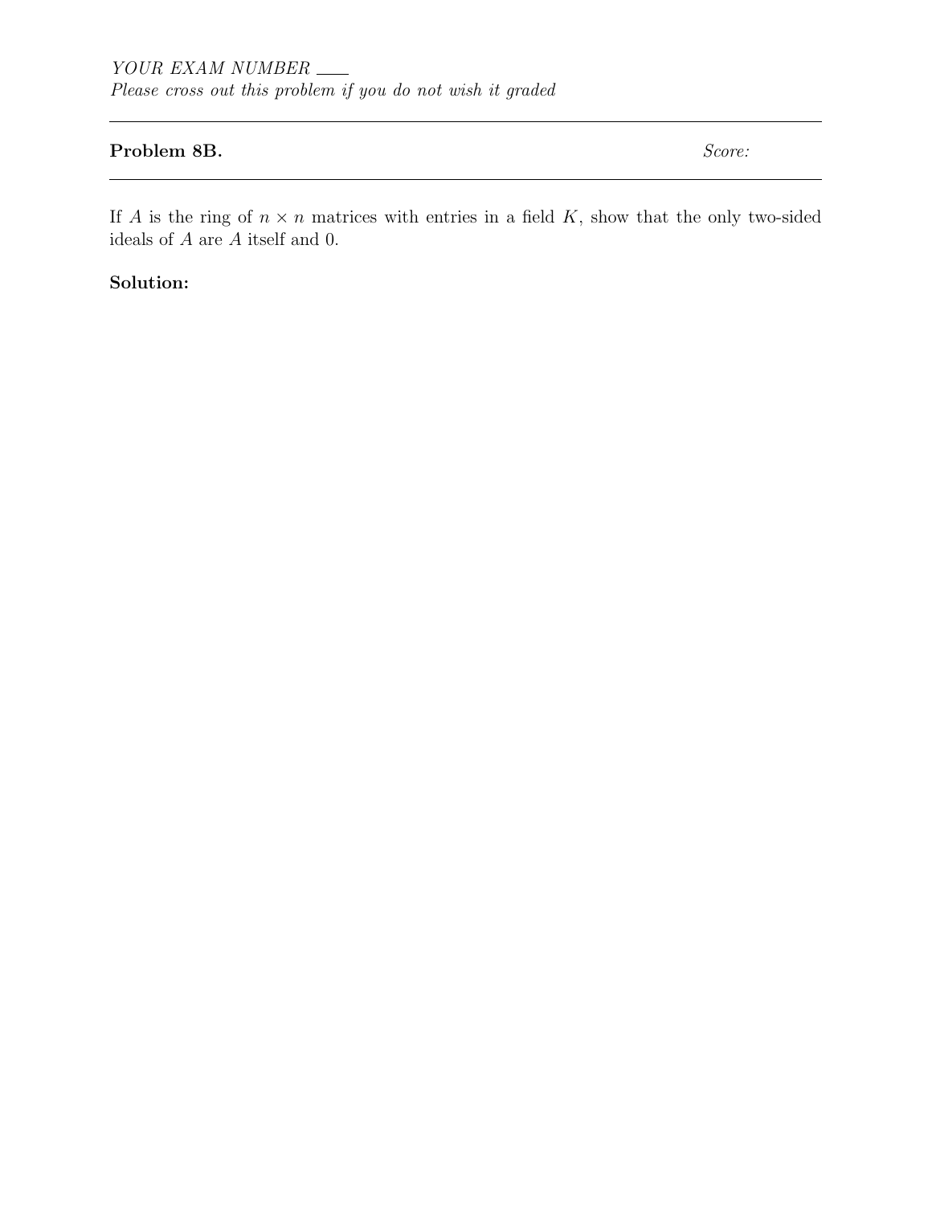*YOUR EXAM NUMBER* ___
*Please cross out this problem if you do not wish it graded*

---

**Problem 8B.** *Score:*

---

If $A$ is the ring of $n \times n$ matrices with entries in a field $K$, show that the only two-sided ideals of $A$ are $A$ itself and 0.

**Solution:**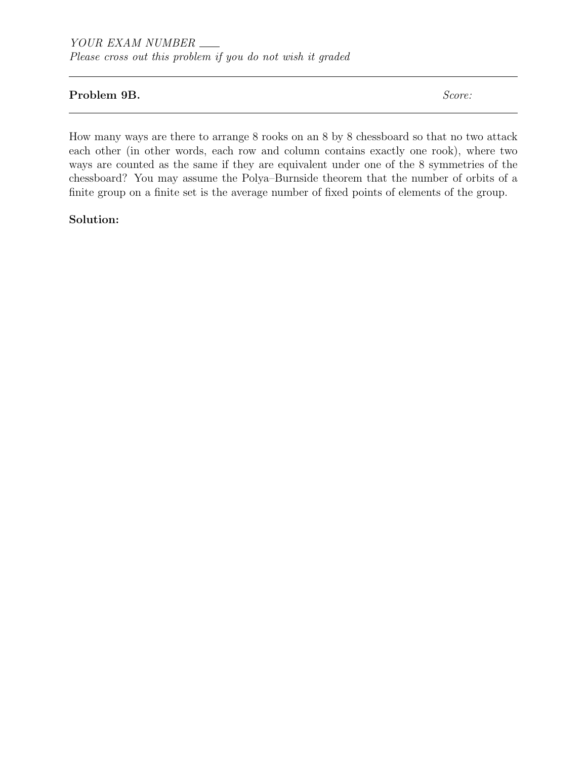*YOUR EXAM NUMBER* ___
*Please cross out this problem if you do not wish it graded*

---

**Problem 9B.** *Score:*

---

How many ways are there to arrange 8 rooks on an 8 by 8 chessboard so that no two attack each other (in other words, each row and column contains exactly one rook), where two ways are counted as the same if they are equivalent under one of the 8 symmetries of the chessboard? You may assume the Polya–Burnside theorem that the number of orbits of a finite group on a finite set is the average number of fixed points of elements of the group.

**Solution:**